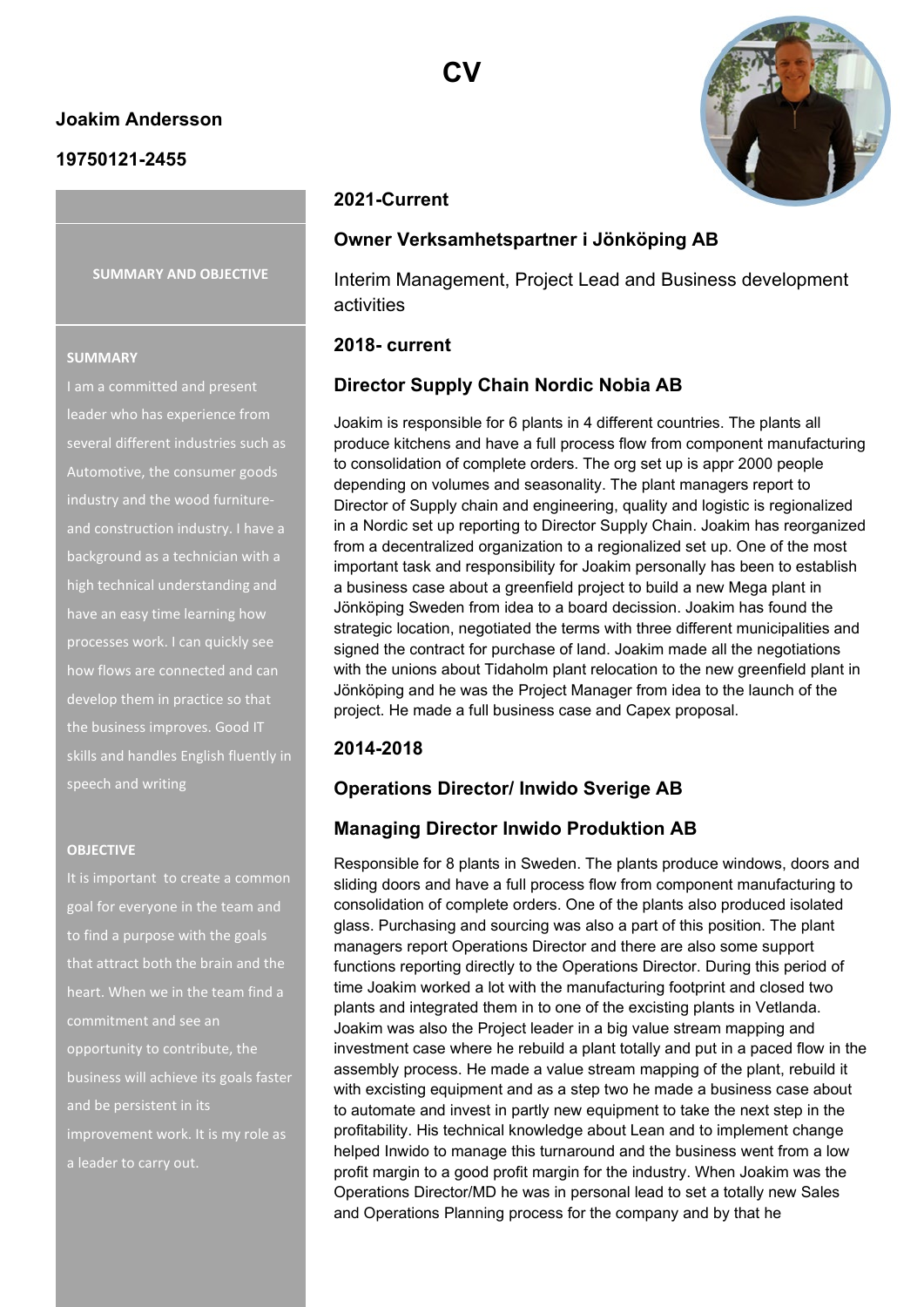# CV

**Joakim Andersson**

**19750121-2455**

### SUMMARY AND OBJECTIVE

**SUMMARY**

I am a committed and present leader who has experience from several different industries such as Automotive, the consumer goods industry and the wood furniture- and construction industry. I have a background as a technician with a high technical understanding and have an easy time learning how processes work. I can quickly see how flows are connected and can develop them in practice so that the business improves. Good IT skills and handles English fluently in speech and writing

**OBJECTIVE**

It is important to create a common goal for everyone in the team and to find a purpose with the goals that attract both the brain and the heart. When we in the team find a commitment and see an opportunity to contribute, the business will achieve its goals faster and be persistent in its improvement work. It is my role as a leader to carry out.

## 2021-Current

## Owner Verksamhetspartner i Jönköping AB

Interim Management, Project Lead and Business development activities

## 2018- current

## Director Supply Chain Nordic Nobia AB

Joakim is responsible for 6 plants in 4 different countries. The plants all produce kitchens and have a full process flow from component manufacturing to consolidation of complete orders. The org set up is appr 2000 people depending on volumes and seasonality. The plant managers report to Director of Supply chain and engineering, quality and logistic is regionalized in a Nordic set up reporting to Director Supply Chain. Joakim has reorganized from a decentralized organization to a regionalized set up. One of the most important task and responsibility for Joakim personally has been to establish a business case about a greenfield project to build a new Mega plant in Jönköping Sweden from idea to a board decission. Joakim has found the strategic location, negotiated the terms with three different municipalities and signed the contract for purchase of land. Joakim made all the negotiations with the unions about Tidaholm plant relocation to the new greenfield plant in Jönköping and he was the Project Manager from idea to the launch of the project. He made a full business case and Capex proposal.

## 2014-2018

## Operations Director/ Inwido Sverige AB

## Managing Director Inwido Produktion AB

Responsible for 8 plants in Sweden. The plants produce windows, doors and sliding doors and have a full process flow from component manufacturing to consolidation of complete orders. One of the plants also produced isolated glass. Purchasing and sourcing was also a part of this position. The plant managers report Operations Director and there are also some support functions reporting directly to the Operations Director. During this period of time Joakim worked a lot with the manufacturing footprint and closed two plants and integrated them in to one of the excisting plants in Vetlanda. Joakim was also the Project leader in a big value stream mapping and investment case where he rebuild a plant totally and put in a paced flow in the assembly process. He made a value stream mapping of the plant, rebuild it with excisting equipment and as a step two he made a business case about to automate and invest in partly new equipment to take the next step in the profitability. His technical knowledge about Lean and to implement change helped Inwido to manage this turnaround and the business went from a low profit margin to a good profit margin for the industry. When Joakim was the Operations Director/MD he was in personal lead to set a totally new Sales and Operations Planning process for the company and by that he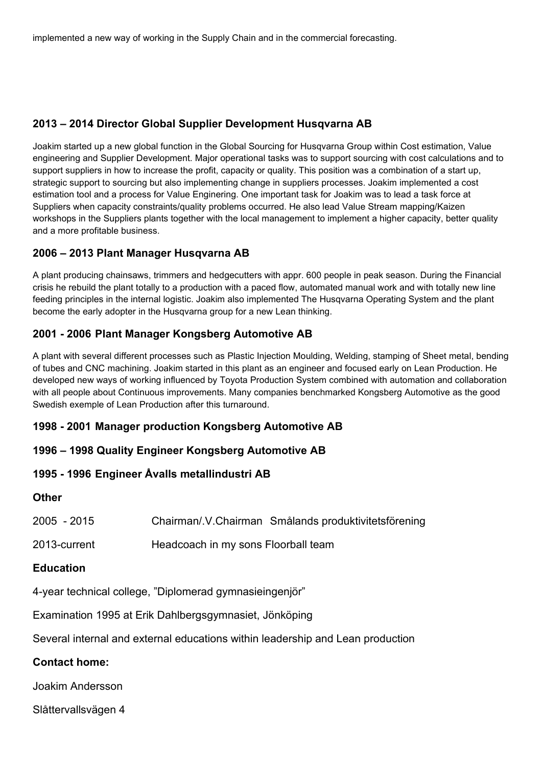implemented a new way of working in the Supply Chain and in the commercial forecasting.

### 2013 – 2014 Director Global Supplier Development Husqvarna AB

Joakim started up a new global function in the Global Sourcing for Husqvarna Group within Cost estimation, Value engineering and Supplier Development. Major operational tasks was to support sourcing with cost calculations and to support suppliers in how to increase the profit, capacity or quality. This position was a combination of a start up, strategic support to sourcing but also implementing change in suppliers processes. Joakim implemented a cost estimation tool and a process for Value Enginering. One important task for Joakim was to lead a task force at Suppliers when capacity constraints/quality problems occurred. He also lead Value Stream mapping/Kaizen workshops in the Suppliers plants together with the local management to implement a higher capacity, better quality and a more profitable business.

### 2006 – 2013 Plant Manager Husqvarna AB

A plant producing chainsaws, trimmers and hedgecutters with appr. 600 people in peak season. During the Financial crisis he rebuild the plant totally to a production with a paced flow, automated manual work and with totally new line feeding principles in the internal logistic. Joakim also implemented The Husqvarna Operating System and the plant become the early adopter in the Husqvarna group for a new Lean thinking.

### 2001 - 2006 Plant Manager Kongsberg Automotive AB

A plant with several different processes such as Plastic Injection Moulding, Welding, stamping of Sheet metal, bending of tubes and CNC machining. Joakim started in this plant as an engineer and focused early on Lean Production. He developed new ways of working influenced by Toyota Production System combined with automation and collaboration with all people about Continuous improvements. Many companies benchmarked Kongsberg Automotive as the good Swedish exemple of Lean Production after this turnaround.

### 1998 - 2001 Manager production Kongsberg Automotive AB

### 1996 – 1998 Quality Engineer Kongsberg Automotive AB

### 1995 - 1996 Engineer Åvalls metallindustri AB

### Other

2005 - 2015 Chairman/.V.Chairman Smålands produktivitetsförening

2013-current Headcoach in my sons Floorball team

### Education

4-year technical college, ”Diplomerad gymnasieingenjör”

Examination 1995 at Erik Dahlbergsgymnasiet, Jönköping

Several internal and external educations within leadership and Lean production

### Contact home:

Joakim Andersson

Slåttervallsvägen 4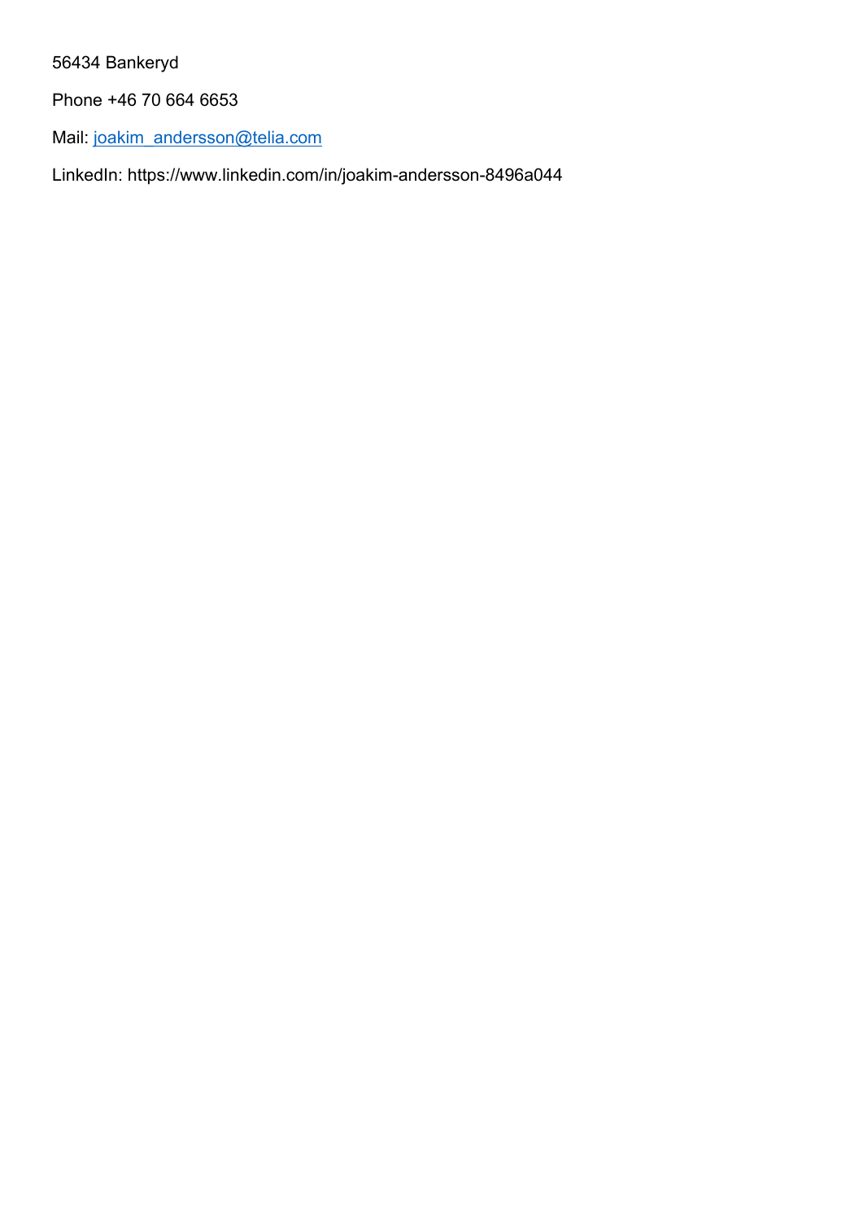56434 Bankeryd

Phone +46 70 664 6653

Mail: joakim_andersson@telia.com

LinkedIn: https://www.linkedin.com/in/joakim-andersson-8496a044